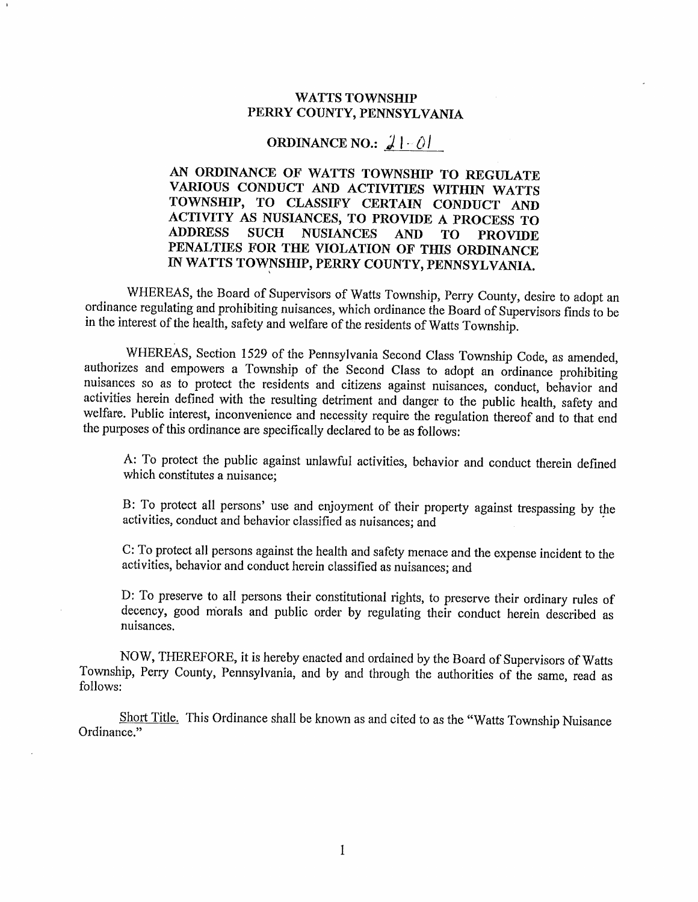# WATTS TOWNSHIP
# PERRY COUNTY, PENNSYLVANIA

## ORDINANCE NO.: 21-01

**AN ORDINANCE OF WATTS TOWNSHIP TO REGULATE VARIOUS CONDUCT AND ACTIVITIES WITHIN WATTS TOWNSHIP, TO CLASSIFY CERTAIN CONDUCT AND ACTIVITY AS NUSIANCES, TO PROVIDE A PROCESS TO ADDRESS SUCH NUSIANCES AND TO PROVIDE PENALTIES FOR THE VIOLATION OF THIS ORDINANCE IN WATTS TOWNSHIP, PERRY COUNTY, PENNSYLVANIA.**

WHEREAS, the Board of Supervisors of Watts Township, Perry County, desire to adopt an ordinance regulating and prohibiting nuisances, which ordinance the Board of Supervisors finds to be in the interest of the health, safety and welfare of the residents of Watts Township.

WHEREAS, Section 1529 of the Pennsylvania Second Class Township Code, as amended, authorizes and empowers a Township of the Second Class to adopt an ordinance prohibiting nuisances so as to protect the residents and citizens against nuisances, conduct, behavior and activities herein defined with the resulting detriment and danger to the public health, safety and welfare. Public interest, inconvenience and necessity require the regulation thereof and to that end the purposes of this ordinance are specifically declared to be as follows:

A: To protect the public against unlawful activities, behavior and conduct therein defined which constitutes a nuisance;

B: To protect all persons' use and enjoyment of their property against trespassing by the activities, conduct and behavior classified as nuisances; and

C: To protect all persons against the health and safety menace and the expense incident to the activities, behavior and conduct herein classified as nuisances; and

D: To preserve to all persons their constitutional rights, to preserve their ordinary rules of decency, good morals and public order by regulating their conduct herein described as nuisances.

NOW, THEREFORE, it is hereby enacted and ordained by the Board of Supervisors of Watts Township, Perry County, Pennsylvania, and by and through the authorities of the same, read as follows:

Short Title. This Ordinance shall be known as and cited to as the "Watts Township Nuisance Ordinance."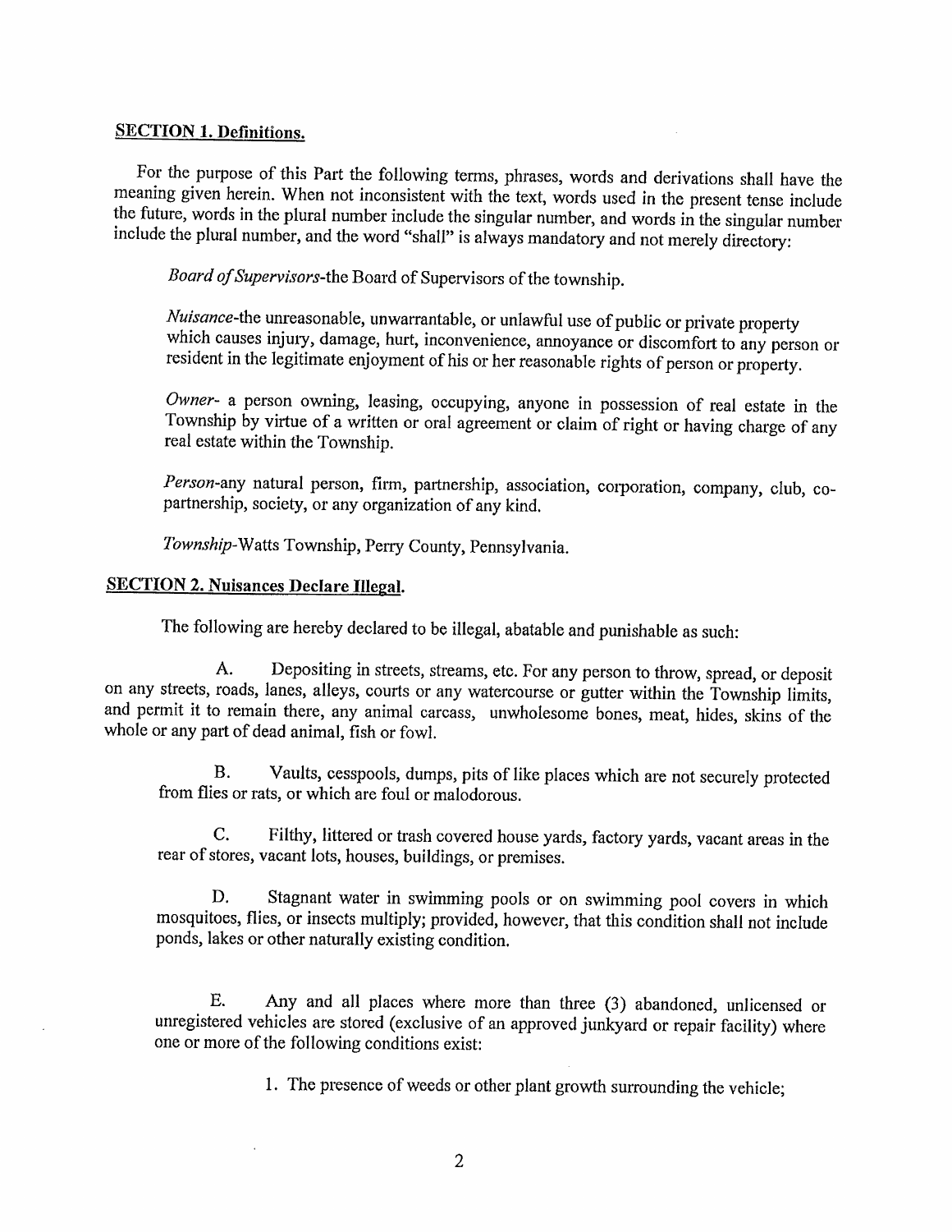**SECTION 1. Definitions.**

For the purpose of this Part the following terms, phrases, words and derivations shall have the meaning given herein. When not inconsistent with the text, words used in the present tense include the future, words in the plural number include the singular number, and words in the singular number include the plural number, and the word "shall" is always mandatory and not merely directory:

*Board of Supervisors*-the Board of Supervisors of the township.

*Nuisance*-the unreasonable, unwarrantable, or unlawful use of public or private property which causes injury, damage, hurt, inconvenience, annoyance or discomfort to any person or resident in the legitimate enjoyment of his or her reasonable rights of person or property.

*Owner*- a person owning, leasing, occupying, anyone in possession of real estate in the Township by virtue of a written or oral agreement or claim of right or having charge of any real estate within the Township.

*Person*-any natural person, firm, partnership, association, corporation, company, club, co-partnership, society, or any organization of any kind.

*Township*-Watts Township, Perry County, Pennsylvania.

**SECTION 2. Nuisances Declare Illegal.**

The following are hereby declared to be illegal, abatable and punishable as such:

A. Depositing in streets, streams, etc. For any person to throw, spread, or deposit on any streets, roads, lanes, alleys, courts or any watercourse or gutter within the Township limits, and permit it to remain there, any animal carcass, unwholesome bones, meat, hides, skins of the whole or any part of dead animal, fish or fowl.

B. Vaults, cesspools, dumps, pits of like places which are not securely protected from flies or rats, or which are foul or malodorous.

C. Filthy, littered or trash covered house yards, factory yards, vacant areas in the rear of stores, vacant lots, houses, buildings, or premises.

D. Stagnant water in swimming pools or on swimming pool covers in which mosquitoes, flies, or insects multiply; provided, however, that this condition shall not include ponds, lakes or other naturally existing condition.

E. Any and all places where more than three (3) abandoned, unlicensed or unregistered vehicles are stored (exclusive of an approved junkyard or repair facility) where one or more of the following conditions exist:

1. The presence of weeds or other plant growth surrounding the vehicle;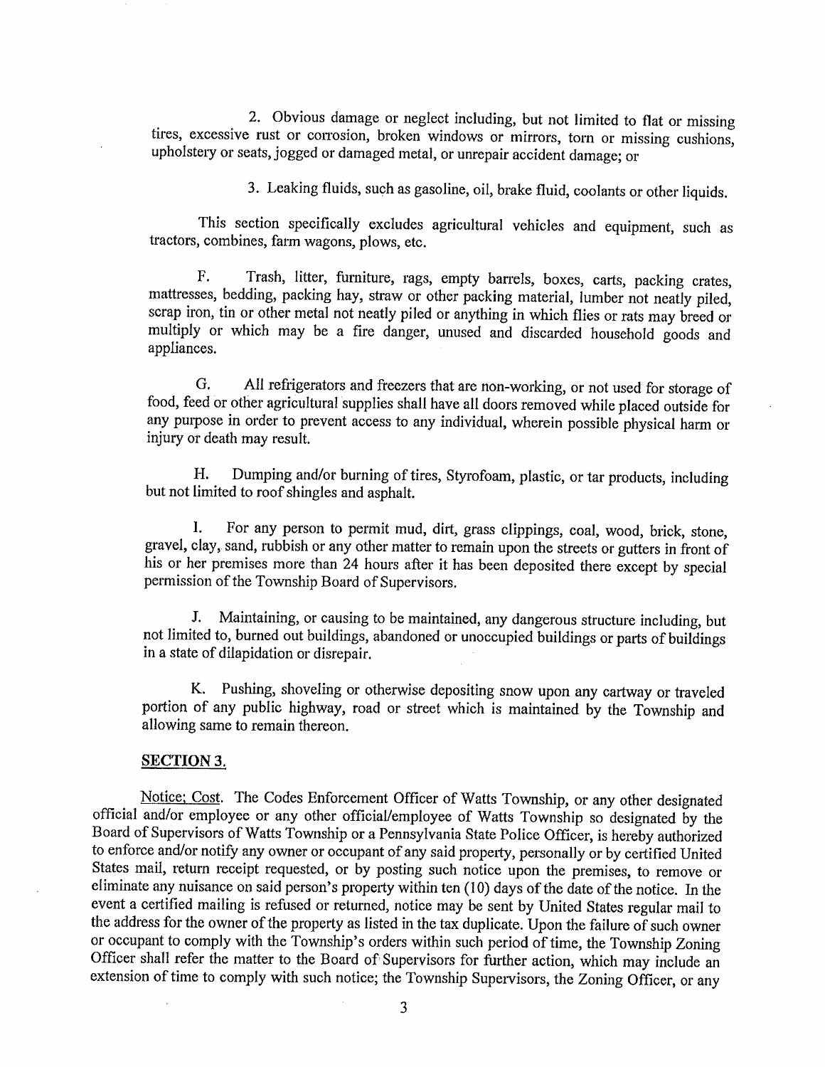2. Obvious damage or neglect including, but not limited to flat or missing tires, excessive rust or corrosion, broken windows or mirrors, torn or missing cushions, upholstery or seats, jogged or damaged metal, or unrepair accident damage; or

3. Leaking fluids, such as gasoline, oil, brake fluid, coolants or other liquids.

This section specifically excludes agricultural vehicles and equipment, such as tractors, combines, farm wagons, plows, etc.

F. Trash, litter, furniture, rags, empty barrels, boxes, carts, packing crates, mattresses, bedding, packing hay, straw or other packing material, lumber not neatly piled, scrap iron, tin or other metal not neatly piled or anything in which flies or rats may breed or multiply or which may be a fire danger, unused and discarded household goods and appliances.

G. All refrigerators and freezers that are non-working, or not used for storage of food, feed or other agricultural supplies shall have all doors removed while placed outside for any purpose in order to prevent access to any individual, wherein possible physical harm or injury or death may result.

H. Dumping and/or burning of tires, Styrofoam, plastic, or tar products, including but not limited to roof shingles and asphalt.

I. For any person to permit mud, dirt, grass clippings, coal, wood, brick, stone, gravel, clay, sand, rubbish or any other matter to remain upon the streets or gutters in front of his or her premises more than 24 hours after it has been deposited there except by special permission of the Township Board of Supervisors.

J. Maintaining, or causing to be maintained, any dangerous structure including, but not limited to, burned out buildings, abandoned or unoccupied buildings or parts of buildings in a state of dilapidation or disrepair.

K. Pushing, shoveling or otherwise depositing snow upon any cartway or traveled portion of any public highway, road or street which is maintained by the Township and allowing same to remain thereon.

**SECTION 3.**

Notice; Cost. The Codes Enforcement Officer of Watts Township, or any other designated official and/or employee or any other official/employee of Watts Township so designated by the Board of Supervisors of Watts Township or a Pennsylvania State Police Officer, is hereby authorized to enforce and/or notify any owner or occupant of any said property, personally or by certified United States mail, return receipt requested, or by posting such notice upon the premises, to remove or eliminate any nuisance on said person's property within ten (10) days of the date of the notice. In the event a certified mailing is refused or returned, notice may be sent by United States regular mail to the address for the owner of the property as listed in the tax duplicate. Upon the failure of such owner or occupant to comply with the Township's orders within such period of time, the Township Zoning Officer shall refer the matter to the Board of Supervisors for further action, which may include an extension of time to comply with such notice; the Township Supervisors, the Zoning Officer, or any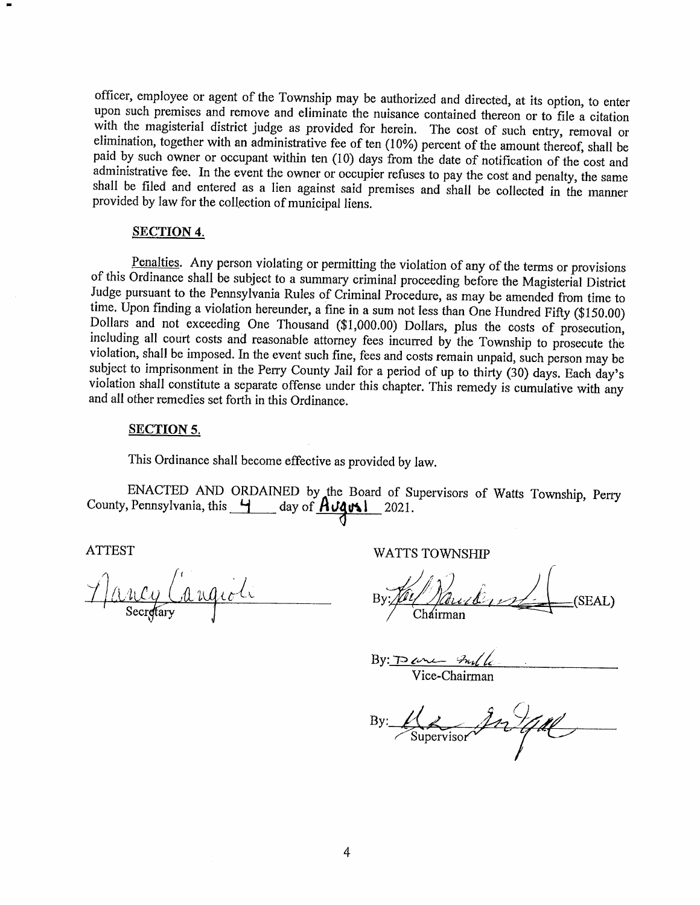officer, employee or agent of the Township may be authorized and directed, at its option, to enter upon such premises and remove and eliminate the nuisance contained thereon or to file a citation with the magisterial district judge as provided for herein. The cost of such entry, removal or elimination, together with an administrative fee of ten (10%) percent of the amount thereof, shall be paid by such owner or occupant within ten (10) days from the date of notification of the cost and administrative fee. In the event the owner or occupier refuses to pay the cost and penalty, the same shall be filed and entered as a lien against said premises and shall be collected in the manner provided by law for the collection of municipal liens.

**SECTION 4.**

Penalties. Any person violating or permitting the violation of any of the terms or provisions of this Ordinance shall be subject to a summary criminal proceeding before the Magisterial District Judge pursuant to the Pennsylvania Rules of Criminal Procedure, as may be amended from time to time. Upon finding a violation hereunder, a fine in a sum not less than One Hundred Fifty ($150.00) Dollars and not exceeding One Thousand ($1,000.00) Dollars, plus the costs of prosecution, including all court costs and reasonable attorney fees incurred by the Township to prosecute the violation, shall be imposed. In the event such fine, fees and costs remain unpaid, such person may be subject to imprisonment in the Perry County Jail for a period of up to thirty (30) days. Each day's violation shall constitute a separate offense under this chapter. This remedy is cumulative with any and all other remedies set forth in this Ordinance.

**SECTION 5.**

This Ordinance shall become effective as provided by law.

ENACTED AND ORDAINED by the Board of Supervisors of Watts Township, Perry County, Pennsylvania, this 4 day of August 2021.

ATTEST

Nancy Cangioli
Secretary

WATTS TOWNSHIP

By: _________________ (SEAL)
Chairman

By: _________________
Vice-Chairman

By: _________________
Supervisor